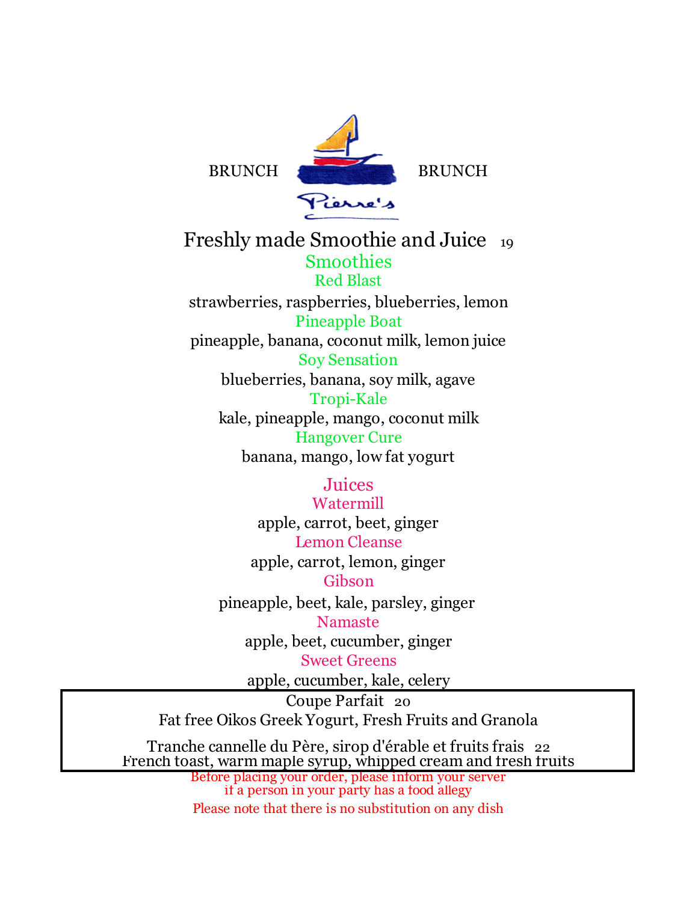BRUNCH Pierre's BRUNCH

# Freshly made Smoothie and Juice 19

## Smoothies

### Red Blast

strawberries, raspberries, blueberries, lemon

### Pineapple Boat

pineapple, banana, coconut milk, lemon juice

### Soy Sensation

blueberries, banana, soy milk, agave

### Tropi-Kale

kale, pineapple, mango, coconut milk

### Hangover Cure

banana, mango, low fat yogurt

## Juices

### Watermill

apple, carrot, beet, ginger

### Lemon Cleanse

apple, carrot, lemon, ginger

### Gibson

pineapple, beet, kale, parsley, ginger

### Namaste

apple, beet, cucumber, ginger

### Sweet Greens

apple, cucumber, kale, celery

---

**Coupe Parfait** 20

Fat free Oikos Greek Yogurt, Fresh Fruits and Granola

**Tranche cannelle du Père, sirop d'érable et fruits frais** 22

French toast, warm maple syrup, whipped cream and fresh fruits

---

Before placing your order, please inform your server if a person in your party has a food allegy

Please note that there is no substitution on any dish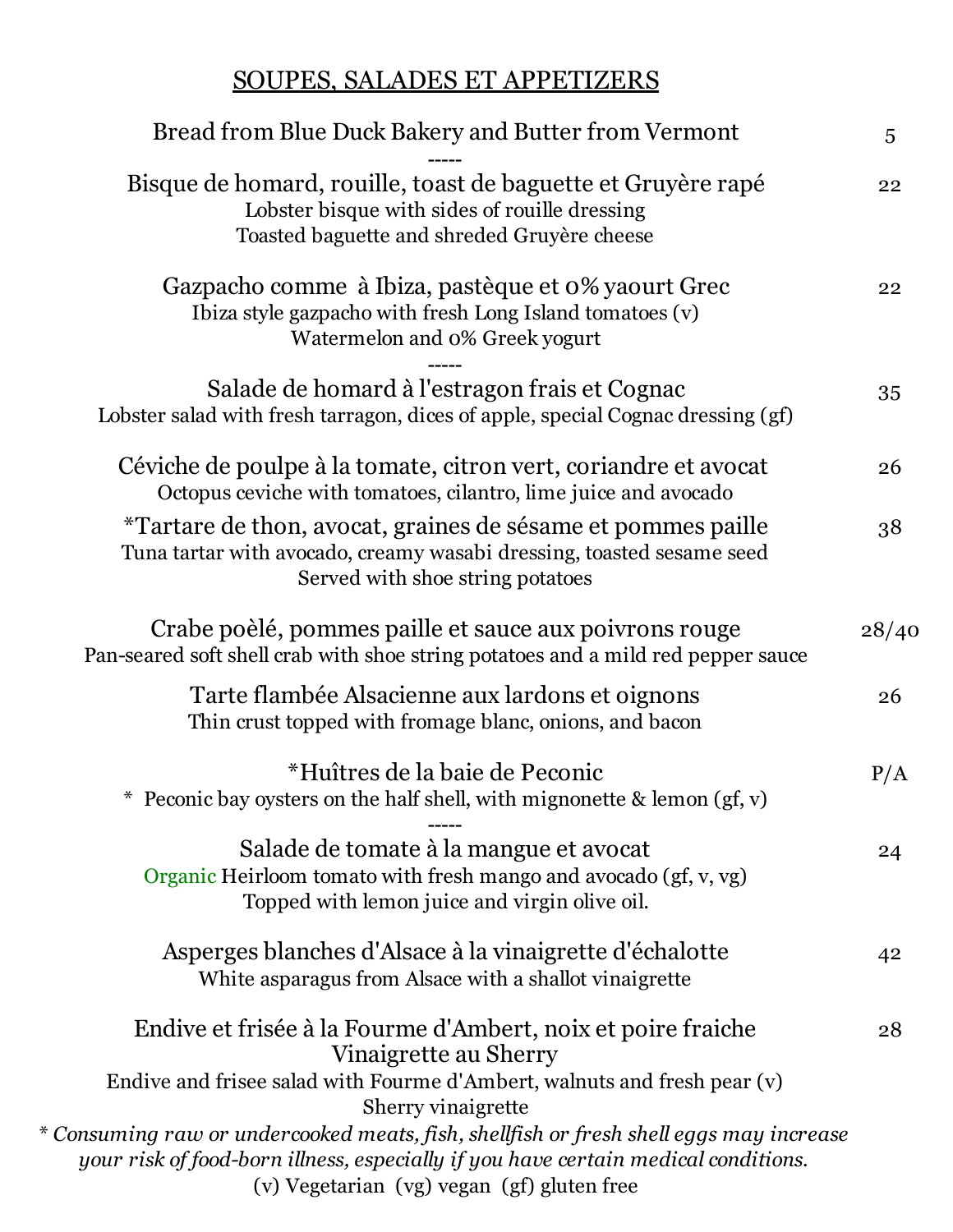## SOUPES, SALADES ET APPETIZERS

**Bread from Blue Duck Bakery and Butter from Vermont** — 5

-----

**Bisque de homard, rouille, toast de baguette et Gruyère rapé** — 22
Lobster bisque with sides of rouille dressing
Toasted baguette and shreded Gruyère cheese

**Gazpacho comme à Ibiza, pastèque et 0% yaourt Grec** — 22
Ibiza style gazpacho with fresh Long Island tomatoes (v)
Watermelon and 0% Greek yogurt

-----

**Salade de homard à l'estragon frais et Cognac** — 35
Lobster salad with fresh tarragon, dices of apple, special Cognac dressing (gf)

**Céviche de poulpe à la tomate, citron vert, coriandre et avocat** — 26
Octopus ceviche with tomatoes, cilantro, lime juice and avocado

**\*Tartare de thon, avocat, graines de sésame et pommes paille** — 38
Tuna tartar with avocado, creamy wasabi dressing, toasted sesame seed
Served with shoe string potatoes

**Crabe poèlé, pommes paille et sauce aux poivrons rouge** — 28/40
Pan-seared soft shell crab with shoe string potatoes and a mild red pepper sauce

**Tarte flambée Alsacienne aux lardons et oignons** — 26
Thin crust topped with fromage blanc, onions, and bacon

**\*Huîtres de la baie de Peconic** — P/A
\* Peconic bay oysters on the half shell, with mignonette & lemon (gf, v)

-----

**Salade de tomate à la mangue et avocat** — 24
Organic Heirloom tomato with fresh mango and avocado (gf, v, vg)
Topped with lemon juice and virgin olive oil.

**Asperges blanches d'Alsace à la vinaigrette d'échalotte** — 42
White asparagus from Alsace with a shallot vinaigrette

**Endive et frisée à la Fourme d'Ambert, noix et poire fraiche Vinaigrette au Sherry** — 28
Endive and frisee salad with Fourme d'Ambert, walnuts and fresh pear (v)
Sherry vinaigrette

*\* Consuming raw or undercooked meats, fish, shellfish or fresh shell eggs may increase your risk of food-born illness, especially if you have certain medical conditions.*

(v) Vegetarian (vg) vegan (gf) gluten free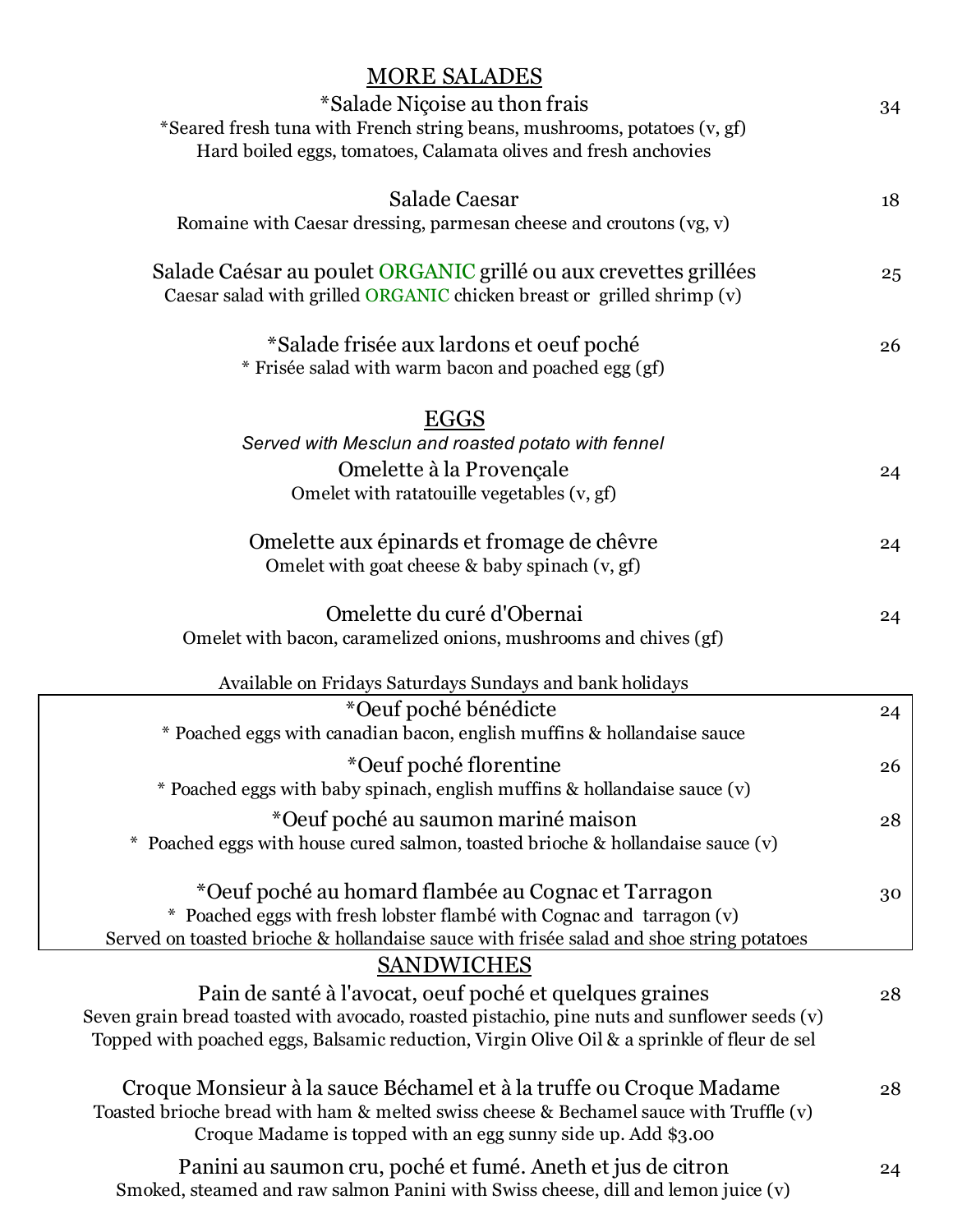## MORE SALADES

**\*Salade Niçoise au thon frais** — 34
\*Seared fresh tuna with French string beans, mushrooms, potatoes (v, gf)
Hard boiled eggs, tomatoes, Calamata olives and fresh anchovies

**Salade Caesar** — 18
Romaine with Caesar dressing, parmesan cheese and croutons (vg, v)

**Salade Caésar au poulet ORGANIC grillé ou aux crevettes grillées** — 25
Caesar salad with grilled ORGANIC chicken breast or grilled shrimp (v)

**\*Salade frisée aux lardons et oeuf poché** — 26
\* Frisée salad with warm bacon and poached egg (gf)

## EGGS

*Served with Mesclun and roasted potato with fennel*

**Omelette à la Provençale** — 24
Omelet with ratatouille vegetables (v, gf)

**Omelette aux épinards et fromage de chêvre** — 24
Omelet with goat cheese & baby spinach (v, gf)

**Omelette du curé d'Obernai** — 24
Omelet with bacon, caramelized onions, mushrooms and chives (gf)

Available on Fridays Saturdays Sundays and bank holidays

**\*Oeuf poché bénédicte** — 24
\* Poached eggs with canadian bacon, english muffins & hollandaise sauce

**\*Oeuf poché florentine** — 26
\* Poached eggs with baby spinach, english muffins & hollandaise sauce (v)

**\*Oeuf poché au saumon mariné maison** — 28
\* Poached eggs with house cured salmon, toasted brioche & hollandaise sauce (v)

**\*Oeuf poché au homard flambée au Cognac et Tarragon** — 30
\* Poached eggs with fresh lobster flambé with Cognac and tarragon (v)
Served on toasted brioche & hollandaise sauce with frisée salad and shoe string potatoes

## SANDWICHES

**Pain de santé à l'avocat, oeuf poché et quelques graines** — 28
Seven grain bread toasted with avocado, roasted pistachio, pine nuts and sunflower seeds (v)
Topped with poached eggs, Balsamic reduction, Virgin Olive Oil & a sprinkle of fleur de sel

**Croque Monsieur à la sauce Béchamel et à la truffe ou Croque Madame** — 28
Toasted brioche bread with ham & melted swiss cheese & Bechamel sauce with Truffle (v)
Croque Madame is topped with an egg sunny side up. Add $3.00

**Panini au saumon cru, poché et fumé. Aneth et jus de citron** — 24
Smoked, steamed and raw salmon Panini with Swiss cheese, dill and lemon juice (v)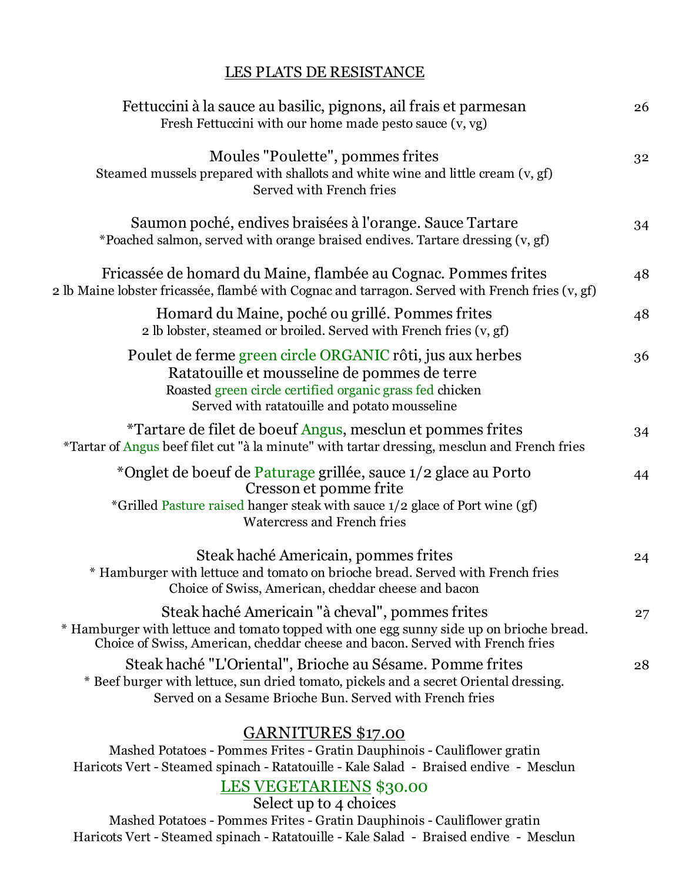## LES PLATS DE RESISTANCE

**Fettuccini à la sauce au basilic, pignons, ail frais et parmesan** — 26
Fresh Fettuccini with our home made pesto sauce (v, vg)

**Moules "Poulette", pommes frites** — 32
Steamed mussels prepared with shallots and white wine and little cream (v, gf)
Served with French fries

**Saumon poché, endives braisées à l'orange. Sauce Tartare** — 34
*Poached salmon, served with orange braised endives. Tartare dressing (v, gf)

**Fricassée de homard du Maine, flambée au Cognac. Pommes frites** — 48
2 lb Maine lobster fricassée, flambé with Cognac and tarragon. Served with French fries (v, gf)

**Homard du Maine, poché ou grillé. Pommes frites** — 48
2 lb lobster, steamed or broiled. Served with French fries (v, gf)

**Poulet de ferme green circle ORGANIC rôti, jus aux herbes**
**Ratatouille et mousseline de pommes de terre** — 36
Roasted green circle certified organic grass fed chicken
Served with ratatouille and potato mousseline

***Tartare de filet de boeuf Angus, mesclun et pommes frites** — 34
*Tartar of Angus beef filet cut "à la minute" with tartar dressing, mesclun and French fries

***Onglet de boeuf de Paturage grillée, sauce 1/2 glace au Porto**
**Cresson et pomme frite** — 44
*Grilled Pasture raised hanger steak with sauce 1/2 glace of Port wine (gf)
Watercress and French fries

**Steak haché Americain, pommes frites** — 24
* Hamburger with lettuce and tomato on brioche bread. Served with French fries
Choice of Swiss, American, cheddar cheese and bacon

**Steak haché Americain "à cheval", pommes frites** — 27
* Hamburger with lettuce and tomato topped with one egg sunny side up on brioche bread.
Choice of Swiss, American, cheddar cheese and bacon. Served with French fries

**Steak haché "L'Oriental", Brioche au Sésame. Pomme frites** — 28
* Beef burger with lettuce, sun dried tomato, pickels and a secret Oriental dressing.
Served on a Sesame Brioche Bun. Served with French fries

## GARNITURES $17.00

Mashed Potatoes - Pommes Frites - Gratin Dauphinois - Cauliflower gratin
Haricots Vert - Steamed spinach - Ratatouille - Kale Salad - Braised endive - Mesclun

## LES VEGETARIENS $30.00

Select up to 4 choices

Mashed Potatoes - Pommes Frites - Gratin Dauphinois - Cauliflower gratin
Haricots Vert - Steamed spinach - Ratatouille - Kale Salad - Braised endive - Mesclun